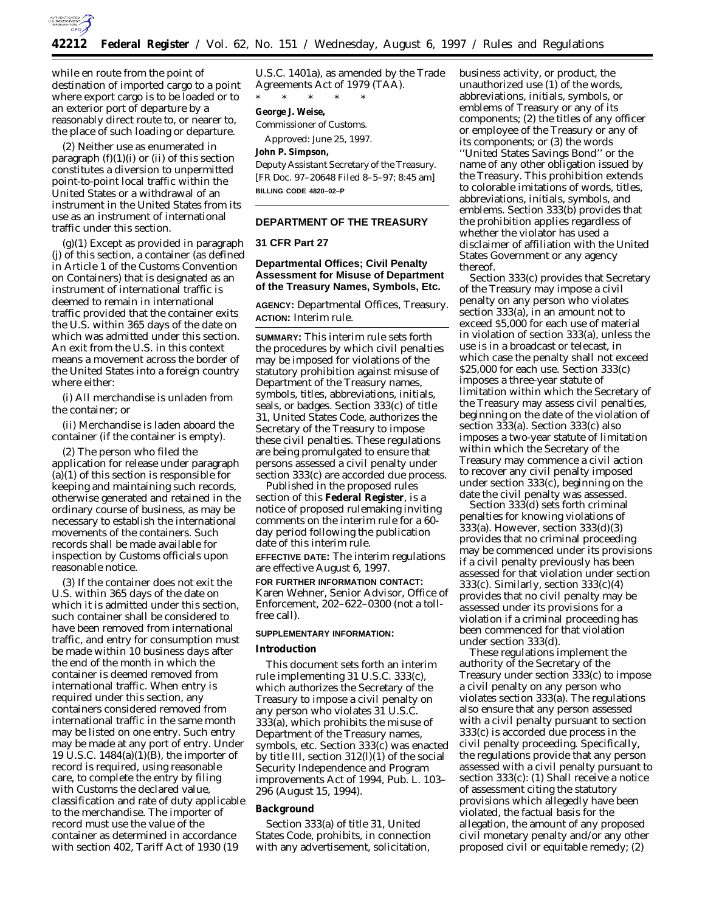while en route from the point of destination of imported cargo to a point where export cargo is to be loaded or to an exterior port of departure by a reasonably direct route to, or nearer to, the place of such loading or departure.

(2) Neither use as enumerated in paragraph (f)(1)(i) or (ii) of this section constitutes a diversion to unpermitted point-to-point local traffic within the United States or a withdrawal of an instrument in the United States from its use as an instrument of international traffic under this section.

(g)(1) Except as provided in paragraph (j) of this section, a container (as defined in Article 1 of the Customs Convention on Containers) that is designated as an instrument of international traffic is deemed to remain in international traffic provided that the container exits the U.S. within 365 days of the date on which was admitted under this section. An exit from the U.S. in this context means a movement across the border of the United States into a foreign country where either:

(i) All merchandise is unladen from the container; or

(ii) Merchandise is laden aboard the container (if the container is empty).

(2) The person who filed the application for release under paragraph (a)(1) of this section is responsible for keeping and maintaining such records, otherwise generated and retained in the ordinary course of business, as may be necessary to establish the international movements of the containers. Such records shall be made available for inspection by Customs officials upon reasonable notice.

(3) If the container does not exit the U.S. within 365 days of the date on which it is admitted under this section, such container shall be considered to have been removed from international traffic, and entry for consumption must be made within 10 business days after the end of the month in which the container is deemed removed from international traffic. When entry is required under this section, any containers considered removed from international traffic in the same month may be listed on one entry. Such entry may be made at any port of entry. Under 19 U.S.C. 1484(a)(1)(B), the importer of record is required, using reasonable care, to complete the entry by filing with Customs the declared value, classification and rate of duty applicable to the merchandise. The importer of record must use the value of the container as determined in accordance with section 402, Tariff Act of 1930 (19 U.S.C. 1401a), as amended by the Trade Agreements Act of 1979 (TAA).

\* \* \* \* \*

**George J. Weise,**
*Commissioner of Customs.*

Approved: June 25, 1997.

**John P. Simpson,**
*Deputy Assistant Secretary of the Treasury.*

[FR Doc. 97–20648 Filed 8–5–97; 8:45 am]

**BILLING CODE 4820–02–P**

---

## DEPARTMENT OF THE TREASURY

## 31 CFR Part 27

## Departmental Offices; Civil Penalty Assessment for Misuse of Department of the Treasury Names, Symbols, Etc.

**AGENCY:** Departmental Offices, Treasury.

**ACTION:** Interim rule.

**SUMMARY:** This interim rule sets forth the procedures by which civil penalties may be imposed for violations of the statutory prohibition against misuse of Department of the Treasury names, symbols, titles, abbreviations, initials, seals, or badges. Section 333(c) of title 31, United States Code, authorizes the Secretary of the Treasury to impose these civil penalties. These regulations are being promulgated to ensure that persons assessed a civil penalty under section 333(c) are accorded due process.

Published in the proposed rules section of this **Federal Register**, is a notice of proposed rulemaking inviting comments on the interim rule for a 60-day period following the publication date of this interim rule.

**EFFECTIVE DATE:** The interim regulations are effective August 6, 1997.

**FOR FURTHER INFORMATION CONTACT:** Karen Wehner, Senior Advisor, Office of Enforcement, 202–622–0300 (not a toll-free call).

**SUPPLEMENTARY INFORMATION:**

### Introduction

This document sets forth an interim rule implementing 31 U.S.C. 333(c), which authorizes the Secretary of the Treasury to impose a civil penalty on any person who violates 31 U.S.C. 333(a), which prohibits the misuse of Department of the Treasury names, symbols, etc. Section 333(c) was enacted by title III, section 312(l)(1) of the social Security Independence and Program improvements Act of 1994, Pub. L. 103–296 (August 15, 1994).

### Background

Section 333(a) of title 31, United States Code, prohibits, in connection with any advertisement, solicitation, business activity, or product, the unauthorized use (1) of the words, abbreviations, initials, symbols, or emblems of Treasury or any of its components; (2) the titles of any officer or employee of the Treasury or any of its components; or (3) the words "United States Savings Bond" or the name of any other obligation issued by the Treasury. This prohibition extends to colorable imitations of words, titles, abbreviations, initials, symbols, and emblems. Section 333(b) provides that the prohibition applies regardless of whether the violator has used a disclaimer of affiliation with the United States Government or any agency thereof.

Section 333(c) provides that Secretary of the Treasury may impose a civil penalty on any person who violates section 333(a), in an amount not to exceed $5,000 for each use of material in violation of section 333(a), unless the use is in a broadcast or telecast, in which case the penalty shall not exceed $25,000 for each use. Section 333(c) imposes a three-year statute of limitation within which the Secretary of the Treasury may assess civil penalties, beginning on the date of the violation of section 333(a). Section 333(c) also imposes a two-year statute of limitation within which the Secretary of the Treasury may commence a civil action to recover any civil penalty imposed under section 333(c), beginning on the date the civil penalty was assessed.

Section 333(d) sets forth criminal penalties for knowing violations of 333(a). However, section 333(d)(3) provides that no criminal proceeding may be commenced under its provisions if a civil penalty previously has been assessed for that violation under section 333(c). Similarly, section 333(c)(4) provides that no civil penalty may be assessed under its provisions for a violation if a criminal proceeding has been commenced for that violation under section 333(d).

These regulations implement the authority of the Secretary of the Treasury under section 333(c) to impose a civil penalty on any person who violates section 333(a). The regulations also ensure that any person assessed with a civil penalty pursuant to section 333(c) is accorded due process in the civil penalty proceeding. Specifically, the regulations provide that any person assessed with a civil penalty pursuant to section 333(c): (1) Shall receive a notice of assessment citing the statutory provisions which allegedly have been violated, the factual basis for the allegation, the amount of any proposed civil monetary penalty and/or any other proposed civil or equitable remedy; (2)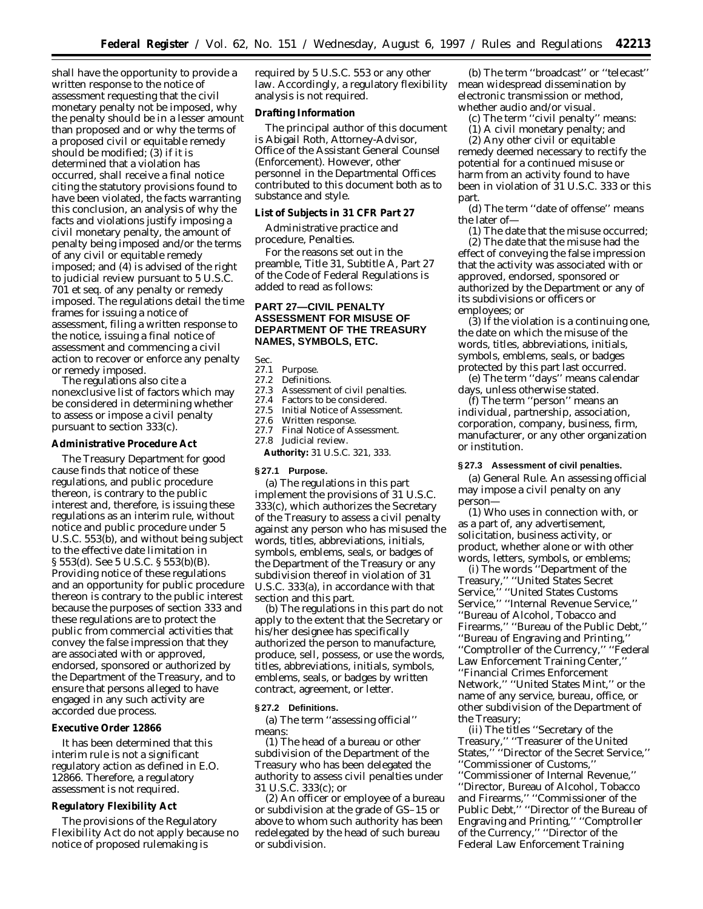shall have the opportunity to provide a written response to the notice of assessment requesting that the civil monetary penalty not be imposed, why the penalty should be in a lesser amount than proposed and or why the terms of a proposed civil or equitable remedy should be modified; (3) if it is determined that a violation has occurred, shall receive a final notice citing the statutory provisions found to have been violated, the facts warranting this conclusion, an analysis of why the facts and violations justify imposing a civil monetary penalty, the amount of penalty being imposed and/or the terms of any civil or equitable remedy imposed; and (4) is advised of the right to judicial review pursuant to 5 U.S.C. 701 et seq. of any penalty or remedy imposed. The regulations detail the time frames for issuing a notice of assessment, filing a written response to the notice, issuing a final notice of assessment and commencing a civil action to recover or enforce any penalty or remedy imposed.

The regulations also cite a nonexclusive list of factors which may be considered in determining whether to assess or impose a civil penalty pursuant to section 333(c).

**Administrative Procedure Act**

The Treasury Department for good cause finds that notice of these regulations, and public procedure thereon, is contrary to the public interest and, therefore, is issuing these regulations as an interim rule, without notice and public procedure under 5 U.S.C. 553(b), and without being subject to the effective date limitation in § 553(d). See 5 U.S.C. § 553(b)(B). Providing notice of these regulations and an opportunity for public procedure thereon is contrary to the public interest because the purposes of section 333 and these regulations are to protect the public from commercial activities that convey the false impression that they are associated with or approved, endorsed, sponsored or authorized by the Department of the Treasury, and to ensure that persons alleged to have engaged in any such activity are accorded due process.

**Executive Order 12866**

It has been determined that this interim rule is not a significant regulatory action as defined in E.O. 12866. Therefore, a regulatory assessment is not required.

**Regulatory Flexibility Act**

The provisions of the Regulatory Flexibility Act do not apply because no notice of proposed rulemaking is required by 5 U.S.C. 553 or any other law. Accordingly, a regulatory flexibility analysis is not required.

**Drafting Information**

The principal author of this document is Abigail Roth, Attorney-Advisor, Office of the Assistant General Counsel (Enforcement). However, other personnel in the Departmental Offices contributed to this document both as to substance and style.

**List of Subjects in 31 CFR Part 27**

Administrative practice and procedure, Penalties.

For the reasons set out in the preamble, Title 31, Subtitle A, Part 27 of the Code of Federal Regulations is added to read as follows:

## PART 27—CIVIL PENALTY ASSESSMENT FOR MISUSE OF DEPARTMENT OF THE TREASURY NAMES, SYMBOLS, ETC.

Sec.
27.1 Purpose.
27.2 Definitions.
27.3 Assessment of civil penalties.
27.4 Factors to be considered.
27.5 Initial Notice of Assessment.
27.6 Written response.
27.7 Final Notice of Assessment.
27.8 Judicial review.

**Authority:** 31 U.S.C. 321, 333.

**§ 27.1 Purpose.**

(a) The regulations in this part implement the provisions of 31 U.S.C. 333(c), which authorizes the Secretary of the Treasury to assess a civil penalty against any person who has misused the words, titles, abbreviations, initials, symbols, emblems, seals, or badges of the Department of the Treasury or any subdivision thereof in violation of 31 U.S.C. 333(a), in accordance with that section and this part.

(b) The regulations in this part do not apply to the extent that the Secretary or his/her designee has specifically authorized the person to manufacture, produce, sell, possess, or use the words, titles, abbreviations, initials, symbols, emblems, seals, or badges by written contract, agreement, or letter.

**§ 27.2 Definitions.**

(a) The term ''assessing official'' means:

(1) The head of a bureau or other subdivision of the Department of the Treasury who has been delegated the authority to assess civil penalties under 31 U.S.C. 333(c); or

(2) An officer or employee of a bureau or subdivision at the grade of GS–15 or above to whom such authority has been redelegated by the head of such bureau or subdivision.

(b) The term ''broadcast'' or ''telecast'' mean widespread dissemination by electronic transmission or method, whether audio and/or visual.

(c) The term ''civil penalty'' means:

(1) A civil monetary penalty; and

(2) Any other civil or equitable remedy deemed necessary to rectify the potential for a continued misuse or harm from an activity found to have been in violation of 31 U.S.C. 333 or this part.

(d) The term ''date of offense'' means the later of—

(1) The date that the misuse occurred;

(2) The date that the misuse had the effect of conveying the false impression that the activity was associated with or approved, endorsed, sponsored or authorized by the Department or any of its subdivisions or officers or employees; or

(3) If the violation is a continuing one, the date on which the misuse of the words, titles, abbreviations, initials, symbols, emblems, seals, or badges protected by this part last occurred.

(e) The term ''days'' means calendar days, unless otherwise stated.

(f) The term ''person'' means an individual, partnership, association, corporation, company, business, firm, manufacturer, or any other organization or institution.

**§ 27.3 Assessment of civil penalties.**

(a) *General Rule.* An assessing official may impose a civil penalty on any person—

(1) Who uses in connection with, or as a part of, any advertisement, solicitation, business activity, or product, whether alone or with other words, letters, symbols, or emblems;

(i) The words ''Department of the Treasury,'' ''United States Secret Service,'' ''United States Customs Service,'' ''Internal Revenue Service,'' ''Bureau of Alcohol, Tobacco and Firearms,'' ''Bureau of the Public Debt,'' ''Bureau of Engraving and Printing,'' ''Comptroller of the Currency,'' ''Federal Law Enforcement Training Center,'' ''Financial Crimes Enforcement Network,'' ''United States Mint,'' or the name of any service, bureau, office, or other subdivision of the Department of the Treasury;

(ii) The titles ''Secretary of the Treasury,'' ''Treasurer of the United States,'' ''Director of the Secret Service,'' ''Commissioner of Customs,'' ''Commissioner of Internal Revenue,'' ''Director, Bureau of Alcohol, Tobacco and Firearms,'' ''Commissioner of the Public Debt,'' ''Director of the Bureau of Engraving and Printing,'' ''Comptroller of the Currency,'' ''Director of the Federal Law Enforcement Training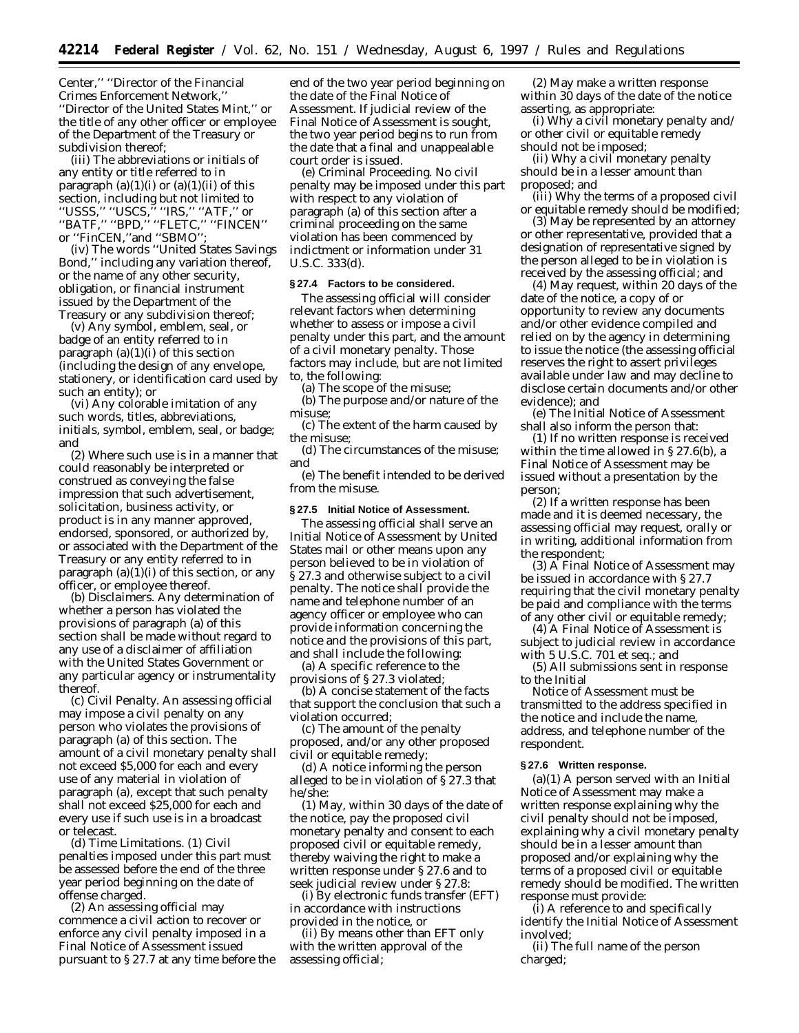Center,'' ''Director of the Financial Crimes Enforcement Network,'' ''Director of the United States Mint,'' or the title of any other officer or employee of the Department of the Treasury or subdivision thereof;

(iii) The abbreviations or initials of any entity or title referred to in paragraph (a)(1)(i) or (a)(1)(ii) of this section, including but not limited to ''USSS,'' ''USCS,'' ''IRS,'' ''ATF,'' or ''BATF,'' ''BPD,'' ''FLETC,'' ''FINCEN'' or ''FinCEN,''and ''SBMO'';

(iv) The words ''United States Savings Bond,'' including any variation thereof, or the name of any other security, obligation, or financial instrument issued by the Department of the Treasury or any subdivision thereof;

(v) Any symbol, emblem, seal, or badge of an entity referred to in paragraph (a)(1)(i) of this section (including the design of any envelope, stationery, or identification card used by such an entity); or

(vi) Any colorable imitation of any such words, titles, abbreviations, initials, symbol, emblem, seal, or badge; and

(2) Where such use is in a manner that could reasonably be interpreted or construed as conveying the false impression that such advertisement, solicitation, business activity, or product is in any manner approved, endorsed, sponsored, or authorized by, or associated with the Department of the Treasury or any entity referred to in paragraph (a)(1)(i) of this section, or any officer, or employee thereof.

(b) *Disclaimers.* Any determination of whether a person has violated the provisions of paragraph (a) of this section shall be made without regard to any use of a disclaimer of affiliation with the United States Government or any particular agency or instrumentality thereof.

(c) *Civil Penalty.* An assessing official may impose a civil penalty on any person who violates the provisions of paragraph (a) of this section. The amount of a civil monetary penalty shall not exceed $5,000 for each and every use of any material in violation of paragraph (a), except that such penalty shall not exceed $25,000 for each and every use if such use is in a broadcast or telecast.

(d) *Time Limitations.* (1) Civil penalties imposed under this part must be assessed before the end of the three year period beginning on the date of offense charged.

(2) An assessing official may commence a civil action to recover or enforce any civil penalty imposed in a Final Notice of Assessment issued pursuant to § 27.7 at any time before the end of the two year period beginning on the date of the Final Notice of Assessment. If judicial review of the Final Notice of Assessment is sought, the two year period begins to run from the date that a final and unappealable court order is issued.

(e) *Criminal Proceeding.* No civil penalty may be imposed under this part with respect to any violation of paragraph (a) of this section after a criminal proceeding on the same violation has been commenced by indictment or information under 31 U.S.C. 333(d).

**§ 27.4 Factors to be considered.**

The assessing official will consider relevant factors when determining whether to assess or impose a civil penalty under this part, and the amount of a civil monetary penalty. Those factors may include, but are not limited to, the following:

(a) The scope of the misuse;

(b) The purpose and/or nature of the misuse;

(c) The extent of the harm caused by the misuse;

(d) The circumstances of the misuse; and

(e) The benefit intended to be derived from the misuse.

**§ 27.5 Initial Notice of Assessment.**

The assessing official shall serve an Initial Notice of Assessment by United States mail or other means upon any person believed to be in violation of § 27.3 and otherwise subject to a civil penalty. The notice shall provide the name and telephone number of an agency officer or employee who can provide information concerning the notice and the provisions of this part, and shall include the following:

(a) A specific reference to the provisions of § 27.3 violated;

(b) A concise statement of the facts that support the conclusion that such a violation occurred;

(c) The amount of the penalty proposed, and/or any other proposed civil or equitable remedy;

(d) A notice informing the person alleged to be in violation of § 27.3 that he/she:

(1) May, within 30 days of the date of the notice, pay the proposed civil monetary penalty and consent to each proposed civil or equitable remedy, thereby waiving the right to make a written response under § 27.6 and to seek judicial review under § 27.8:

(i) By electronic funds transfer (EFT) in accordance with instructions provided in the notice, or

(ii) By means other than EFT only with the written approval of the assessing official;

(2) May make a written response within 30 days of the date of the notice asserting, as appropriate:

(i) Why a civil monetary penalty and/or other civil or equitable remedy should not be imposed;

(ii) Why a civil monetary penalty should be in a lesser amount than proposed; and

(iii) Why the terms of a proposed civil or equitable remedy should be modified;

(3) May be represented by an attorney or other representative, provided that a designation of representative signed by the person alleged to be in violation is received by the assessing official; and

(4) May request, within 20 days of the date of the notice, a copy of or opportunity to review any documents and/or other evidence compiled and relied on by the agency in determining to issue the notice (the assessing official reserves the right to assert privileges available under law and may decline to disclose certain documents and/or other evidence); and

(e) The Initial Notice of Assessment shall also inform the person that:

(1) If no written response is received within the time allowed in § 27.6(b), a Final Notice of Assessment may be issued without a presentation by the person;

(2) If a written response has been made and it is deemed necessary, the assessing official may request, orally or in writing, additional information from the respondent;

(3) A Final Notice of Assessment may be issued in accordance with § 27.7 requiring that the civil monetary penalty be paid and compliance with the terms of any other civil or equitable remedy;

(4) A Final Notice of Assessment is subject to judicial review in accordance with 5 U.S.C. 701 et seq.; and

(5) All submissions sent in response to the Initial Notice of Assessment must be transmitted to the address specified in the notice and include the name, address, and telephone number of the respondent.

**§ 27.6 Written response.**

(a)(1) A person served with an Initial Notice of Assessment may make a written response explaining why the civil penalty should not be imposed, explaining why a civil monetary penalty should be in a lesser amount than proposed and/or explaining why the terms of a proposed civil or equitable remedy should be modified. The written response must provide:

(i) A reference to and specifically identify the Initial Notice of Assessment involved;

(ii) The full name of the person charged;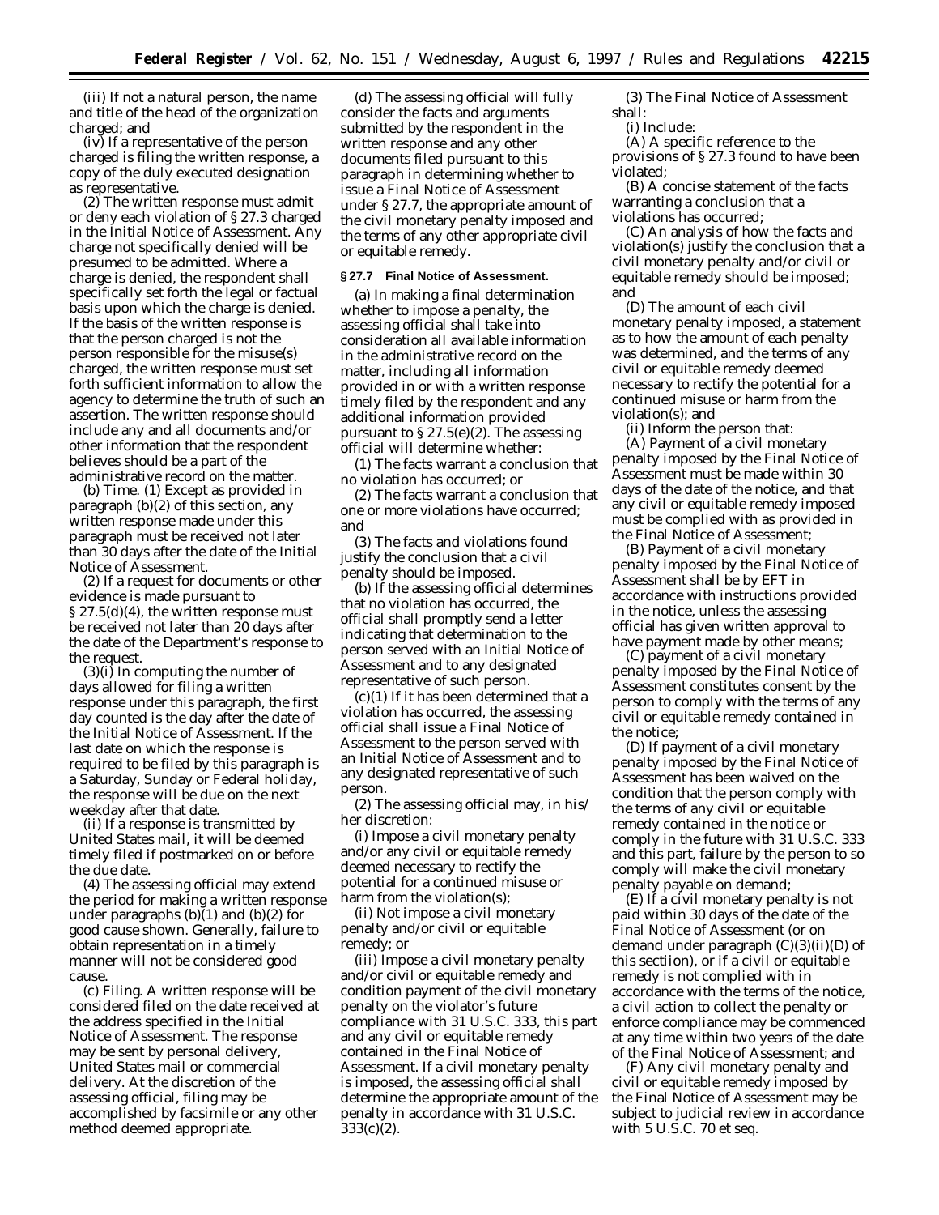(iii) If not a natural person, the name and title of the head of the organization charged; and

(iv) If a representative of the person charged is filing the written response, a copy of the duly executed designation as representative.

(2) The written response must admit or deny each violation of § 27.3 charged in the Initial Notice of Assessment. Any charge not specifically denied will be presumed to be admitted. Where a charge is denied, the respondent shall specifically set forth the legal or factual basis upon which the charge is denied. If the basis of the written response is that the person charged is not the person responsible for the misuse(s) charged, the written response must set forth sufficient information to allow the agency to determine the truth of such an assertion. The written response should include any and all documents and/or other information that the respondent believes should be a part of the administrative record on the matter.

(b) *Time.* (1) Except as provided in paragraph (b)(2) of this section, any written response made under this paragraph must be received not later than 30 days after the date of the Initial Notice of Assessment.

(2) If a request for documents or other evidence is made pursuant to § 27.5(d)(4), the written response must be received not later than 20 days after the date of the Department's response to the request.

(3)(i) In computing the number of days allowed for filing a written response under this paragraph, the first day counted is the day after the date of the Initial Notice of Assessment. If the last date on which the response is required to be filed by this paragraph is a Saturday, Sunday or Federal holiday, the response will be due on the next weekday after that date.

(ii) If a response is transmitted by United States mail, it will be deemed timely filed if postmarked on or before the due date.

(4) The assessing official may extend the period for making a written response under paragraphs (b)(1) and (b)(2) for good cause shown. Generally, failure to obtain representation in a timely manner will not be considered good cause.

(c) *Filing.* A written response will be considered filed on the date received at the address specified in the Initial Notice of Assessment. The response may be sent by personal delivery, United States mail or commercial delivery. At the discretion of the assessing official, filing may be accomplished by facsimile or any other method deemed appropriate.

(d) The assessing official will fully consider the facts and arguments submitted by the respondent in the written response and any other documents filed pursuant to this paragraph in determining whether to issue a Final Notice of Assessment under § 27.7, the appropriate amount of the civil monetary penalty imposed and the terms of any other appropriate civil or equitable remedy.

**§ 27.7 Final Notice of Assessment.**

(a) In making a final determination whether to impose a penalty, the assessing official shall take into consideration all available information in the administrative record on the matter, including all information provided in or with a written response timely filed by the respondent and any additional information provided pursuant to § 27.5(e)(2). The assessing official will determine whether:

(1) The facts warrant a conclusion that no violation has occurred; or

(2) The facts warrant a conclusion that one or more violations have occurred; and

(3) The facts and violations found justify the conclusion that a civil penalty should be imposed.

(b) If the assessing official determines that no violation has occurred, the official shall promptly send a letter indicating that determination to the person served with an Initial Notice of Assessment and to any designated representative of such person.

(c)(1) If it has been determined that a violation has occurred, the assessing official shall issue a Final Notice of Assessment to the person served with an Initial Notice of Assessment and to any designated representative of such person.

(2) The assessing official may, in his/her discretion:

(i) Impose a civil monetary penalty and/or any civil or equitable remedy deemed necessary to rectify the potential for a continued misuse or harm from the violation(s);

(ii) Not impose a civil monetary penalty and/or civil or equitable remedy; or

(iii) Impose a civil monetary penalty and/or civil or equitable remedy and condition payment of the civil monetary penalty on the violator's future compliance with 31 U.S.C. 333, this part and any civil or equitable remedy contained in the Final Notice of Assessment. If a civil monetary penalty is imposed, the assessing official shall determine the appropriate amount of the penalty in accordance with 31 U.S.C. 333(c)(2).

(3) The Final Notice of Assessment shall:

(i) Include:

(A) A specific reference to the provisions of § 27.3 found to have been violated;

(B) A concise statement of the facts warranting a conclusion that a violations has occurred;

(C) An analysis of how the facts and violation(s) justify the conclusion that a civil monetary penalty and/or civil or equitable remedy should be imposed; and

(D) The amount of each civil monetary penalty imposed, a statement as to how the amount of each penalty was determined, and the terms of any civil or equitable remedy deemed necessary to rectify the potential for a continued misuse or harm from the violation(s); and

(ii) Inform the person that:

(A) Payment of a civil monetary penalty imposed by the Final Notice of Assessment must be made within 30 days of the date of the notice, and that any civil or equitable remedy imposed must be complied with as provided in the Final Notice of Assessment;

(B) Payment of a civil monetary penalty imposed by the Final Notice of Assessment shall be by EFT in accordance with instructions provided in the notice, unless the assessing official has given written approval to have payment made by other means;

(C) payment of a civil monetary penalty imposed by the Final Notice of Assessment constitutes consent by the person to comply with the terms of any civil or equitable remedy contained in the notice;

(D) If payment of a civil monetary penalty imposed by the Final Notice of Assessment has been waived on the condition that the person comply with the terms of any civil or equitable remedy contained in the notice or comply in the future with 31 U.S.C. 333 and this part, failure by the person to so comply will make the civil monetary penalty payable on demand;

(E) If a civil monetary penalty is not paid within 30 days of the date of the Final Notice of Assessment (or on demand under paragraph (C)(3)(ii)(D) of this sectiion), or if a civil or equitable remedy is not complied with in accordance with the terms of the notice, a civil action to collect the penalty or enforce compliance may be commenced at any time within two years of the date of the Final Notice of Assessment; and

(F) Any civil monetary penalty and civil or equitable remedy imposed by the Final Notice of Assessment may be subject to judicial review in accordance with 5 U.S.C. 70 et seq.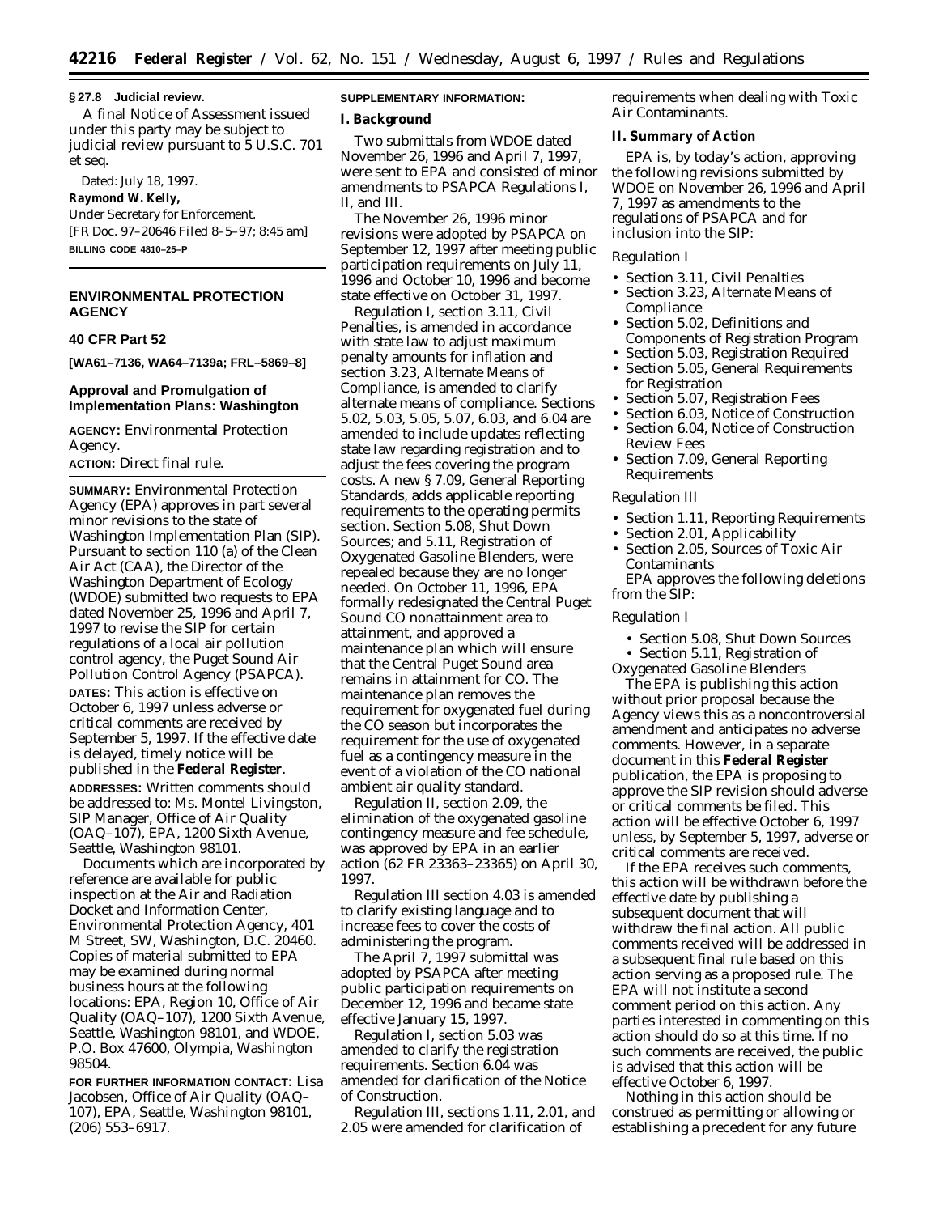**§ 27.8 Judicial review.**

A final Notice of Assessment issued under this party may be subject to judicial review pursuant to 5 U.S.C. 701 et seq.

Dated: July 18, 1997.

**Raymond W. Kelly,**

*Under Secretary for Enforcement.*

[FR Doc. 97–20646 Filed 8–5–97; 8:45 am]

**BILLING CODE 4810–25–P**

## ENVIRONMENTAL PROTECTION AGENCY

### 40 CFR Part 52

**[WA61–7136, WA64–7139a; FRL–5869–8]**

### Approval and Promulgation of Implementation Plans: Washington

**AGENCY:** Environmental Protection Agency.

**ACTION:** Direct final rule.

**SUMMARY:** Environmental Protection Agency (EPA) approves in part several minor revisions to the state of Washington Implementation Plan (SIP). Pursuant to section 110 (a) of the Clean Air Act (CAA), the Director of the Washington Department of Ecology (WDOE) submitted two requests to EPA dated November 25, 1996 and April 7, 1997 to revise the SIP for certain regulations of a local air pollution control agency, the Puget Sound Air Pollution Control Agency (PSAPCA).

**DATES:** This action is effective on October 6, 1997 unless adverse or critical comments are received by September 5, 1997. If the effective date is delayed, timely notice will be published in the **Federal Register**.

**ADDRESSES:** Written comments should be addressed to: Ms. Montel Livingston, SIP Manager, Office of Air Quality (OAQ–107), EPA, 1200 Sixth Avenue, Seattle, Washington 98101.

Documents which are incorporated by reference are available for public inspection at the Air and Radiation Docket and Information Center, Environmental Protection Agency, 401 M Street, SW, Washington, D.C. 20460. Copies of material submitted to EPA may be examined during normal business hours at the following locations: EPA, Region 10, Office of Air Quality (OAQ–107), 1200 Sixth Avenue, Seattle, Washington 98101, and WDOE, P.O. Box 47600, Olympia, Washington 98504.

**FOR FURTHER INFORMATION CONTACT:** Lisa Jacobsen, Office of Air Quality (OAQ–107), EPA, Seattle, Washington 98101, (206) 553–6917.

**SUPPLEMENTARY INFORMATION:**

**I. Background**

Two submittals from WDOE dated November 26, 1996 and April 7, 1997, were sent to EPA and consisted of minor amendments to PSAPCA Regulations I, II, and III.

The November 26, 1996 minor revisions were adopted by PSAPCA on September 12, 1997 after meeting public participation requirements on July 11, 1996 and October 10, 1996 and become state effective on October 31, 1997.

Regulation I, section 3.11, Civil Penalties, is amended in accordance with state law to adjust maximum penalty amounts for inflation and section 3.23, Alternate Means of Compliance, is amended to clarify alternate means of compliance. Sections 5.02, 5.03, 5.05, 5.07, 6.03, and 6.04 are amended to include updates reflecting state law regarding registration and to adjust the fees covering the program costs. A new § 7.09, General Reporting Standards, adds applicable reporting requirements to the operating permits section. Section 5.08, Shut Down Sources; and 5.11, Registration of Oxygenated Gasoline Blenders, were repealed because they are no longer needed. On October 11, 1996, EPA formally redesignated the Central Puget Sound CO nonattainment area to attainment, and approved a maintenance plan which will ensure that the Central Puget Sound area remains in attainment for CO. The maintenance plan removes the requirement for oxygenated fuel during the CO season but incorporates the requirement for the use of oxygenated fuel as a contingency measure in the event of a violation of the CO national ambient air quality standard.

Regulation II, section 2.09, the elimination of the oxygenated gasoline contingency measure and fee schedule, was approved by EPA in an earlier action (62 FR 23363–23365) on April 30, 1997.

Regulation III section 4.03 is amended to clarify existing language and to increase fees to cover the costs of administering the program.

The April 7, 1997 submittal was adopted by PSAPCA after meeting public participation requirements on December 12, 1996 and became state effective January 15, 1997.

Regulation I, section 5.03 was amended to clarify the registration requirements. Section 6.04 was amended for clarification of the Notice of Construction.

Regulation III, sections 1.11, 2.01, and 2.05 were amended for clarification of requirements when dealing with Toxic Air Contaminants.

**II. Summary of Action**

EPA is, by today's action, approving the following revisions submitted by WDOE on November 26, 1996 and April 7, 1997 as amendments to the regulations of PSAPCA and for inclusion into the SIP:

*Regulation I*

- Section 3.11, Civil Penalties
- Section 3.23, Alternate Means of Compliance
- Section 5.02, Definitions and Components of Registration Program
- Section 5.03, Registration Required
- Section 5.05, General Requirements for Registration
- Section 5.07, Registration Fees
- Section 6.03, Notice of Construction
- Section 6.04, Notice of Construction Review Fees
- Section 7.09, General Reporting Requirements

*Regulation III*

- Section 1.11, Reporting Requirements
- Section 2.01, Applicability
- Section 2.05, Sources of Toxic Air Contaminants

EPA approves the following deletions from the SIP:

*Regulation I*

- Section 5.08, Shut Down Sources
- Section 5.11, Registration of Oxygenated Gasoline Blenders

The EPA is publishing this action without prior proposal because the Agency views this as a noncontroversial amendment and anticipates no adverse comments. However, in a separate document in this **Federal Register** publication, the EPA is proposing to approve the SIP revision should adverse or critical comments be filed. This action will be effective October 6, 1997 unless, by September 5, 1997, adverse or critical comments are received.

If the EPA receives such comments, this action will be withdrawn before the effective date by publishing a subsequent document that will withdraw the final action. All public comments received will be addressed in a subsequent final rule based on this action serving as a proposed rule. The EPA will not institute a second comment period on this action. Any parties interested in commenting on this action should do so at this time. If no such comments are received, the public is advised that this action will be effective October 6, 1997.

Nothing in this action should be construed as permitting or allowing or establishing a precedent for any future